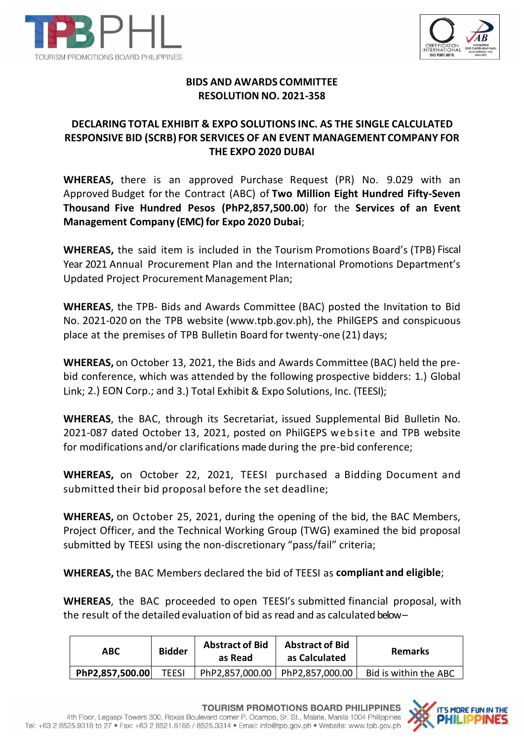**BIDS AND AWARDS COMMITTEE**
**RESOLUTION NO. 2021-358**

**DECLARING TOTAL EXHIBIT & EXPO SOLUTIONS INC. AS THE SINGLE CALCULATED RESPONSIVE BID (SCRB) FOR SERVICES OF AN EVENT MANAGEMENT COMPANY FOR THE EXPO 2020 DUBAI**

**WHEREAS,** there is an approved Purchase Request (PR) No. 9.029 with an Approved Budget for the Contract (ABC) of **Two Million Eight Hundred Fifty-Seven Thousand Five Hundred Pesos (PhP2,857,500.00**) for the **Services of an Event Management Company (EMC) for Expo 2020 Dubai**;

**WHEREAS,** the said item is included in the Tourism Promotions Board's (TPB) Fiscal Year 2021 Annual Procurement Plan and the International Promotions Department's Updated Project Procurement Management Plan;

**WHEREAS**, the TPB- Bids and Awards Committee (BAC) posted the Invitation to Bid No. 2021-020 on the TPB website (www.tpb.gov.ph), the PhilGEPS and conspicuous place at the premises of TPB Bulletin Board for twenty-one (21) days;

**WHEREAS,** on October 13, 2021, the Bids and Awards Committee (BAC) held the pre-bid conference, which was attended by the following prospective bidders: 1.) Global Link; 2.) EON Corp.; and 3.) Total Exhibit & Expo Solutions, Inc. (TEESI);

**WHEREAS**, the BAC, through its Secretariat, issued Supplemental Bid Bulletin No. 2021-087 dated October 13, 2021, posted on PhilGEPS website and TPB website for modifications and/or clarifications made during the pre-bid conference;

**WHEREAS,** on October 22, 2021, TEESI purchased a Bidding Document and submitted their bid proposal before the set deadline;

**WHEREAS,** on October 25, 2021, during the opening of the bid, the BAC Members, Project Officer, and the Technical Working Group (TWG) examined the bid proposal submitted by TEESI using the non-discretionary "pass/fail" criteria;

**WHEREAS,** the BAC Members declared the bid of TEESI as **compliant and eligible**;

**WHEREAS**, the BAC proceeded to open TEESI's submitted financial proposal, with the result of the detailed evaluation of bid as read and as calculated below–

| ABC | Bidder | Abstract of Bid as Read | Abstract of Bid as Calculated | Remarks |
|---|---|---|---|---|
| **PhP2,857,500.00** | TEESI | PhP2,857,000.00 | PhP2,857,000.00 | Bid is within the ABC |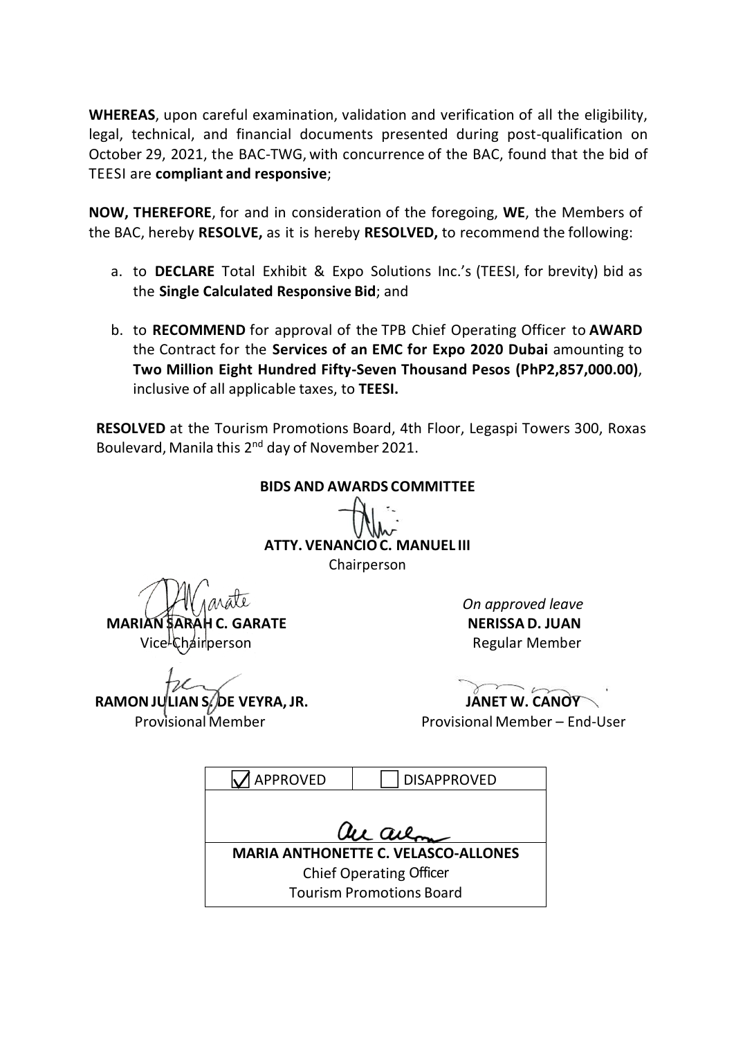**WHEREAS**, upon careful examination, validation and verification of all the eligibility, legal, technical, and financial documents presented during post-qualification on October 29, 2021, the BAC-TWG, with concurrence of the BAC, found that the bid of TEESI are **compliant and responsive**;

**NOW, THEREFORE**, for and in consideration of the foregoing, **WE**, the Members of the BAC, hereby **RESOLVE,** as it is hereby **RESOLVED,** to recommend the following:

a. to **DECLARE** Total Exhibit & Expo Solutions Inc.'s (TEESI, for brevity) bid as the **Single Calculated Responsive Bid**; and

b. to **RECOMMEND** for approval of the TPB Chief Operating Officer to **AWARD** the Contract for the **Services of an EMC for Expo 2020 Dubai** amounting to **Two Million Eight Hundred Fifty-Seven Thousand Pesos (PhP2,857,000.00)**, inclusive of all applicable taxes, to **TEESI.**

**RESOLVED** at the Tourism Promotions Board, 4th Floor, Legaspi Towers 300, Roxas Boulevard, Manila this 2nd day of November 2021.

**BIDS AND AWARDS COMMITTEE**

**ATTY. VENANCIO C. MANUEL III**
Chairperson

**MARIAN SARAH C. GARATE**
Vice-Chairperson

*On approved leave*
**NERISSA D. JUAN**
Regular Member

**RAMON JULIAN S. DE VEYRA, JR.**
Provisional Member

**JANET W. CANOY**
Provisional Member – End-User

| ☑ APPROVED | ☐ DISAPPROVED |
|---|---|
| **MARIA ANTHONETTE C. VELASCO-ALLONES**<br>Chief Operating Officer<br>Tourism Promotions Board | |